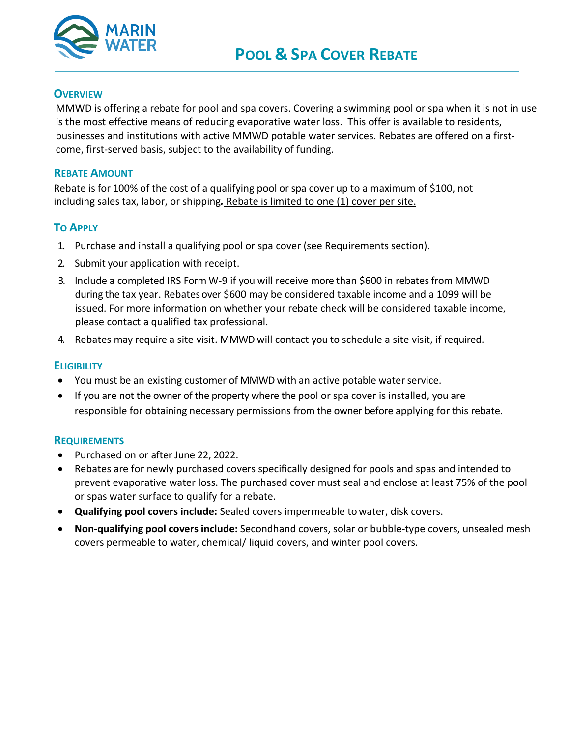MARIN WATER

# Pool & Spa Cover Rebate

## Overview

MMWD is offering a rebate for pool and spa covers. Covering a swimming pool or spa when it is not in use is the most effective means of reducing evaporative water loss. This offer is available to residents, businesses and institutions with active MMWD potable water services. Rebates are offered on a first-come, first-served basis, subject to the availability of funding.

## Rebate Amount

Rebate is for 100% of the cost of a qualifying pool or spa cover up to a maximum of $100, not including sales tax, labor, or shipping**.** Rebate is limited to one (1) cover per site.

## To Apply

1. Purchase and install a qualifying pool or spa cover (see Requirements section).
2. Submit your application with receipt.
3. Include a completed IRS Form W-9 if you will receive more than $600 in rebates from MMWD during the tax year. Rebates over $600 may be considered taxable income and a 1099 will be issued. For more information on whether your rebate check will be considered taxable income, please contact a qualified tax professional.
4. Rebates may require a site visit. MMWD will contact you to schedule a site visit, if required.

## Eligibility

- You must be an existing customer of MMWD with an active potable water service.
- If you are not the owner of the property where the pool or spa cover is installed, you are responsible for obtaining necessary permissions from the owner before applying for this rebate.

## Requirements

- Purchased on or after June 22, 2022.
- Rebates are for newly purchased covers specifically designed for pools and spas and intended to prevent evaporative water loss. The purchased cover must seal and enclose at least 75% of the pool or spas water surface to qualify for a rebate.
- **Qualifying pool covers include:** Sealed covers impermeable to water, disk covers.
- **Non-qualifying pool covers include:** Secondhand covers, solar or bubble-type covers, unsealed mesh covers permeable to water, chemical/ liquid covers, and winter pool covers.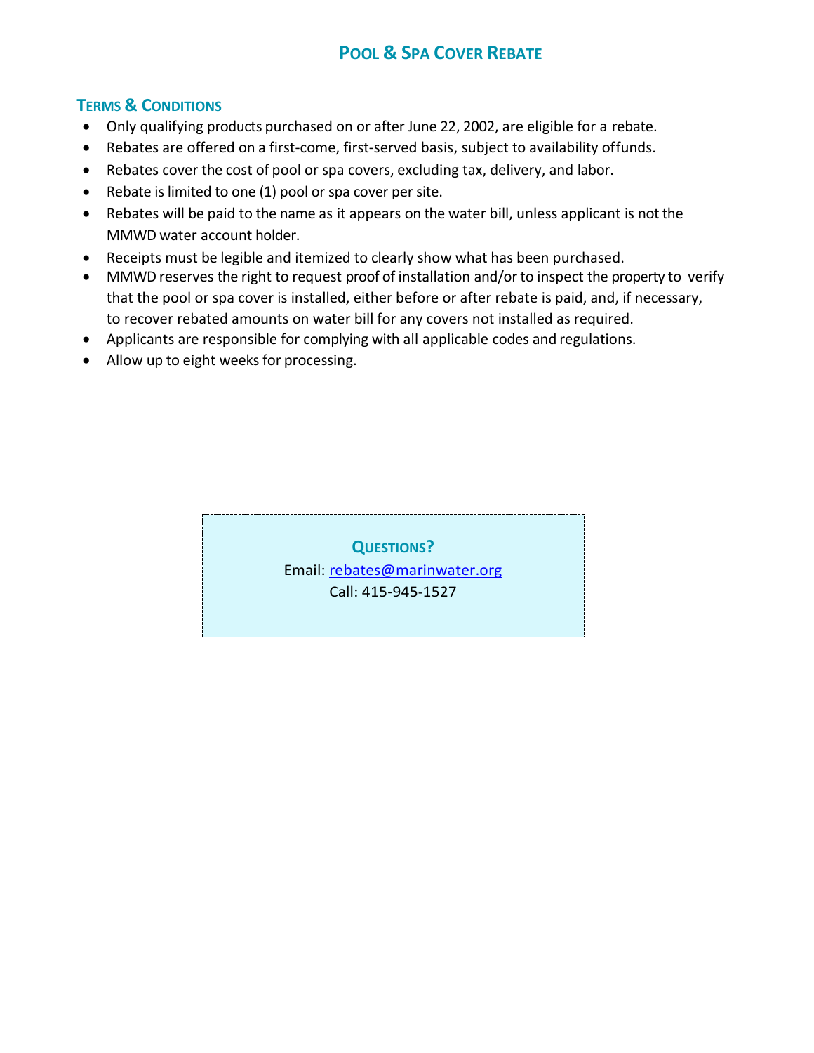# Pool & Spa Cover Rebate

## Terms & Conditions

- Only qualifying products purchased on or after June 22, 2002, are eligible for a rebate.
- Rebates are offered on a first-come, first-served basis, subject to availability offunds.
- Rebates cover the cost of pool or spa covers, excluding tax, delivery, and labor.
- Rebate is limited to one (1) pool or spa cover per site.
- Rebates will be paid to the name as it appears on the water bill, unless applicant is not the MMWD water account holder.
- Receipts must be legible and itemized to clearly show what has been purchased.
- MMWD reserves the right to request proof of installation and/or to inspect the property to verify that the pool or spa cover is installed, either before or after rebate is paid, and, if necessary, to recover rebated amounts on water bill for any covers not installed as required.
- Applicants are responsible for complying with all applicable codes and regulations.
- Allow up to eight weeks for processing.

**Questions?**

Email: rebates@marinwater.org

Call: 415-945-1527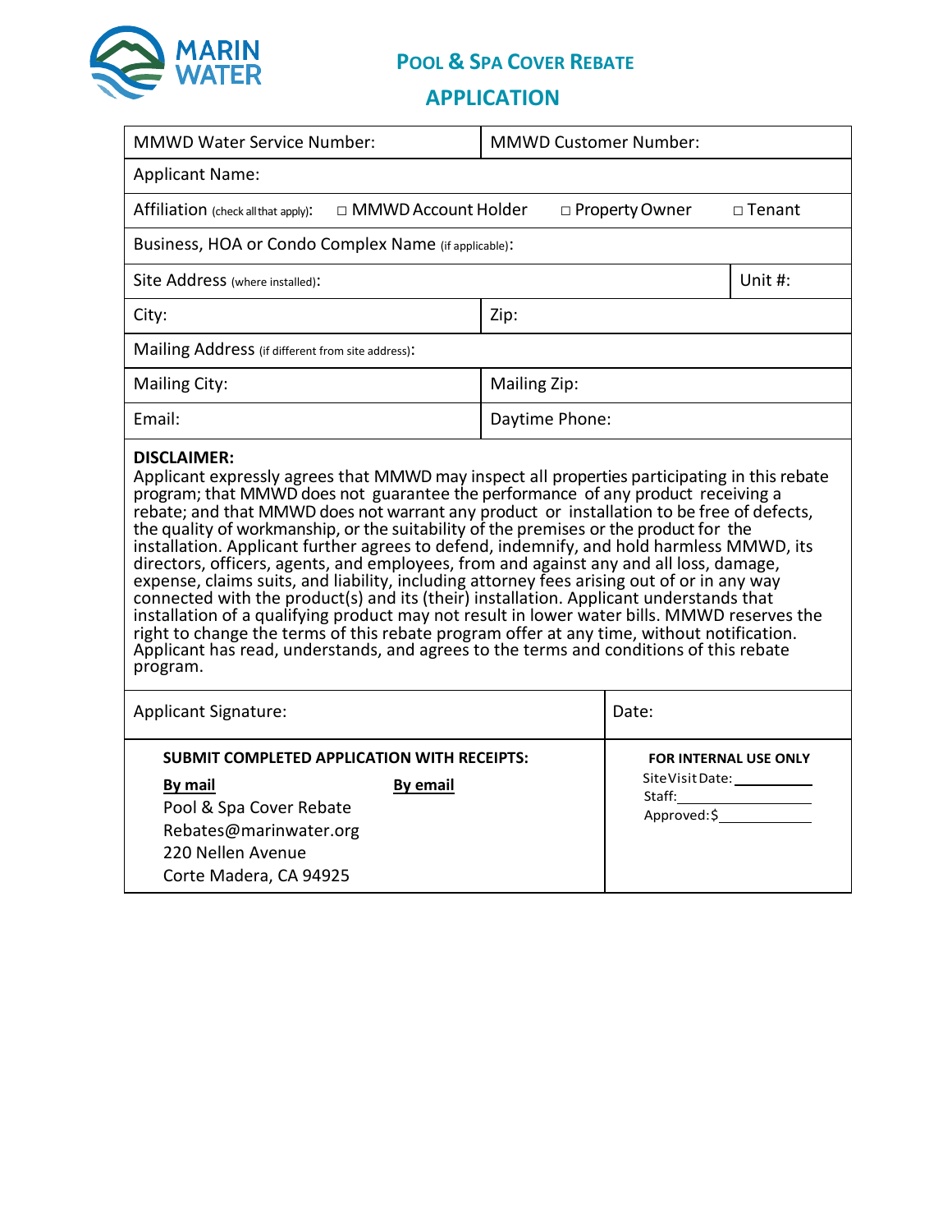MARIN WATER

# Pool & Spa Cover Rebate

## APPLICATION

| | |
|---|---|
| MMWD Water Service Number: | MMWD Customer Number: |
| Applicant Name: | |
| Affiliation (check all that apply): □ MMWD Account Holder □ Property Owner □ Tenant | |
| Business, HOA or Condo Complex Name (if applicable): | |
| Site Address (where installed): | Unit #: |
| City: | Zip: |
| Mailing Address (if different from site address): | |
| Mailing City: | Mailing Zip: |
| Email: | Daytime Phone: |

**DISCLAIMER:**
Applicant expressly agrees that MMWD may inspect all properties participating in this rebate program; that MMWD does not guarantee the performance of any product receiving a rebate; and that MMWD does not warrant any product or installation to be free of defects, the quality of workmanship, or the suitability of the premises or the product for the installation. Applicant further agrees to defend, indemnify, and hold harmless MMWD, its directors, officers, agents, and employees, from and against any and all loss, damage, expense, claims suits, and liability, including attorney fees arising out of or in any way connected with the product(s) and its (their) installation. Applicant understands that installation of a qualifying product may not result in lower water bills. MMWD reserves the right to change the terms of this rebate program offer at any time, without notification. Applicant has read, understands, and agrees to the terms and conditions of this rebate program.

| | |
|---|---|
| Applicant Signature: | Date: |

**SUBMIT COMPLETED APPLICATION WITH RECEIPTS:**

**By mail**
Pool & Spa Cover Rebate
220 Nellen Avenue
Corte Madera, CA 94925

**By email**
Rebates@marinwater.org

**FOR INTERNAL USE ONLY**
Site Visit Date: ____________
Staff: ____________
Approved: $ ____________